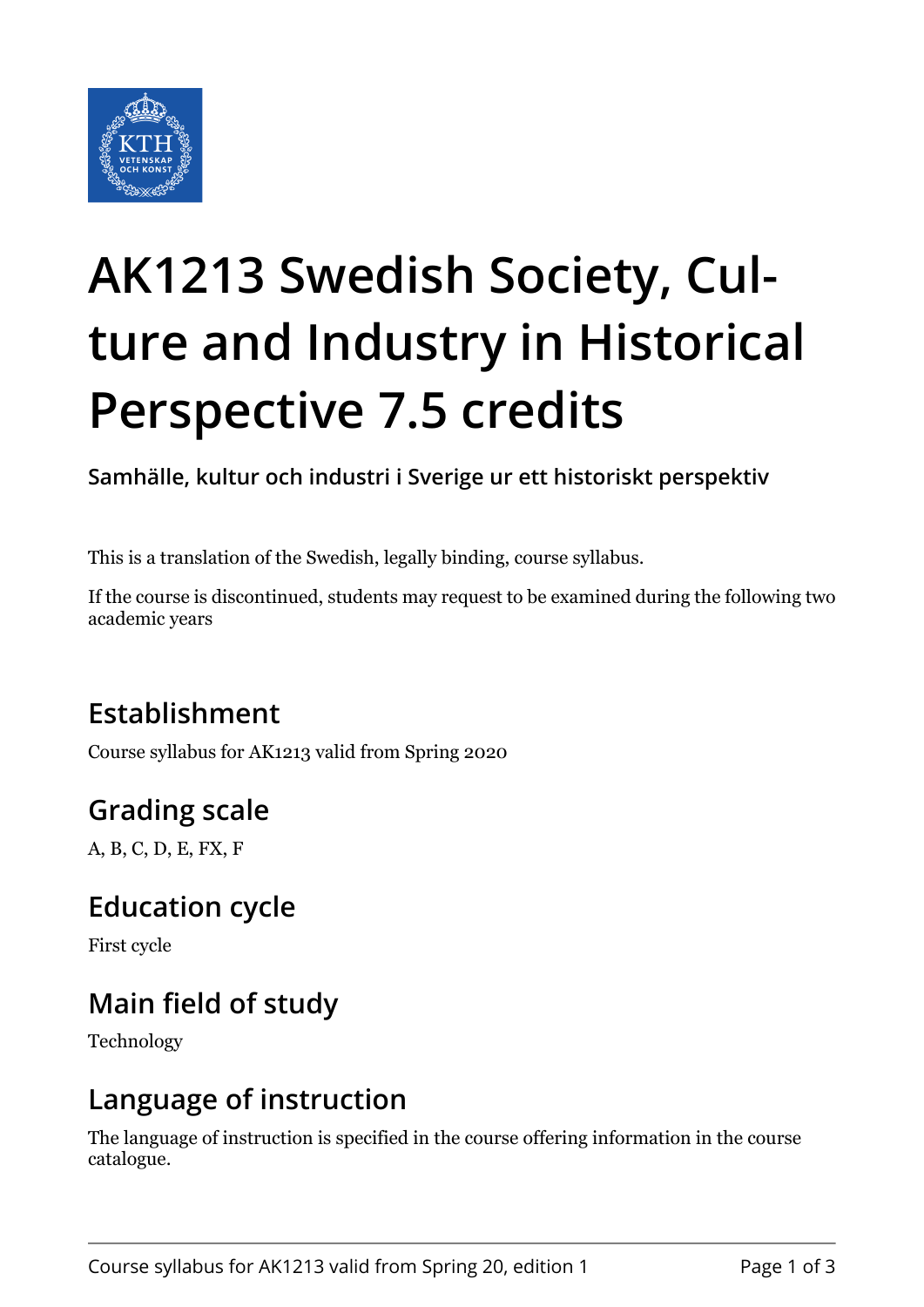# AK1213 Swedish Society, Culture and Industry in Historical Perspective 7.5 credits

**Samhälle, kultur och industri i Sverige ur ett historiskt perspektiv**

This is a translation of the Swedish, legally binding, course syllabus.

If the course is discontinued, students may request to be examined during the following two academic years

## Establishment

Course syllabus for AK1213 valid from Spring 2020

## Grading scale

A, B, C, D, E, FX, F

## Education cycle

First cycle

## Main field of study

Technology

## Language of instruction

The language of instruction is specified in the course offering information in the course catalogue.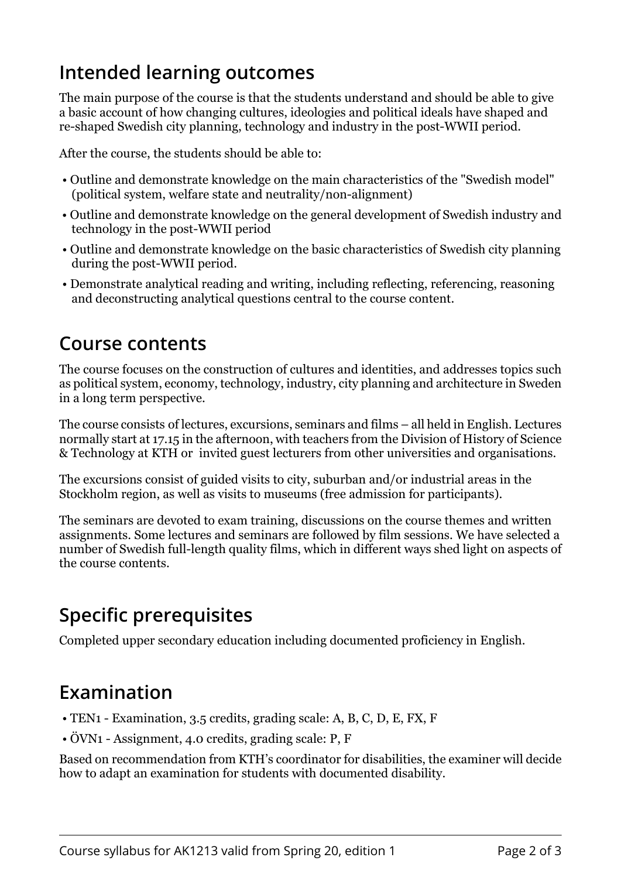## Intended learning outcomes

The main purpose of the course is that the students understand and should be able to give a basic account of how changing cultures, ideologies and political ideals have shaped and re-shaped Swedish city planning, technology and industry in the post-WWII period.

After the course, the students should be able to:

- Outline and demonstrate knowledge on the main characteristics of the "Swedish model" (political system, welfare state and neutrality/non-alignment)
- Outline and demonstrate knowledge on the general development of Swedish industry and technology in the post-WWII period
- Outline and demonstrate knowledge on the basic characteristics of Swedish city planning during the post-WWII period.
- Demonstrate analytical reading and writing, including reflecting, referencing, reasoning and deconstructing analytical questions central to the course content.

## Course contents

The course focuses on the construction of cultures and identities, and addresses topics such as political system, economy, technology, industry, city planning and architecture in Sweden in a long term perspective.

The course consists of lectures, excursions, seminars and films – all held in English. Lectures normally start at 17.15 in the afternoon, with teachers from the Division of History of Science & Technology at KTH or invited guest lecturers from other universities and organisations.

The excursions consist of guided visits to city, suburban and/or industrial areas in the Stockholm region, as well as visits to museums (free admission for participants).

The seminars are devoted to exam training, discussions on the course themes and written assignments. Some lectures and seminars are followed by film sessions. We have selected a number of Swedish full-length quality films, which in different ways shed light on aspects of the course contents.

## Specific prerequisites

Completed upper secondary education including documented proficiency in English.

## Examination

- TEN1 - Examination, 3.5 credits, grading scale: A, B, C, D, E, FX, F
- ÖVN1 - Assignment, 4.0 credits, grading scale: P, F

Based on recommendation from KTH's coordinator for disabilities, the examiner will decide how to adapt an examination for students with documented disability.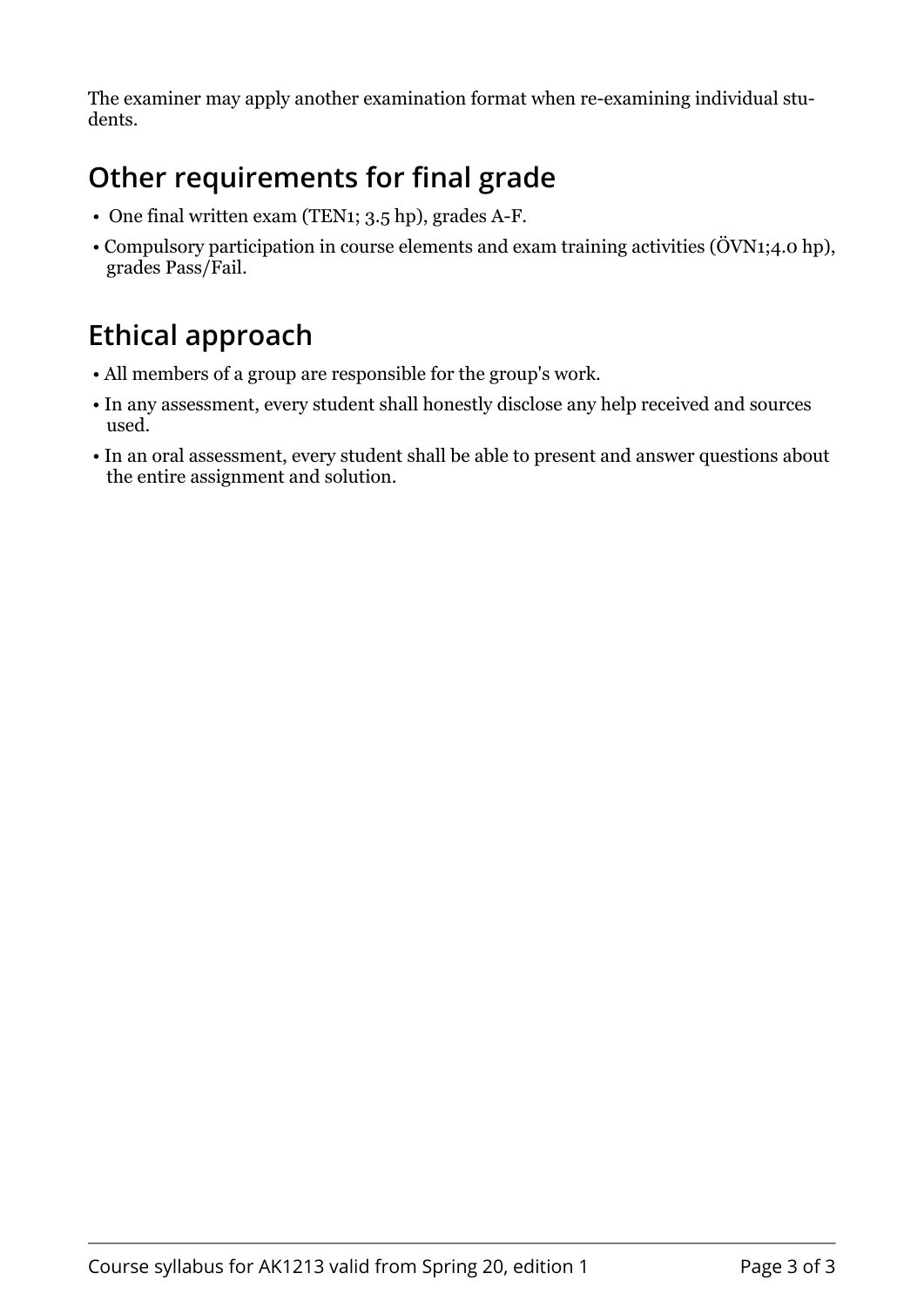The examiner may apply another examination format when re-examining individual students.

## Other requirements for final grade

- One final written exam (TEN1; 3.5 hp), grades A-F.
- Compulsory participation in course elements and exam training activities (ÖVN1;4.0 hp), grades Pass/Fail.

## Ethical approach

- All members of a group are responsible for the group's work.
- In any assessment, every student shall honestly disclose any help received and sources used.
- In an oral assessment, every student shall be able to present and answer questions about the entire assignment and solution.